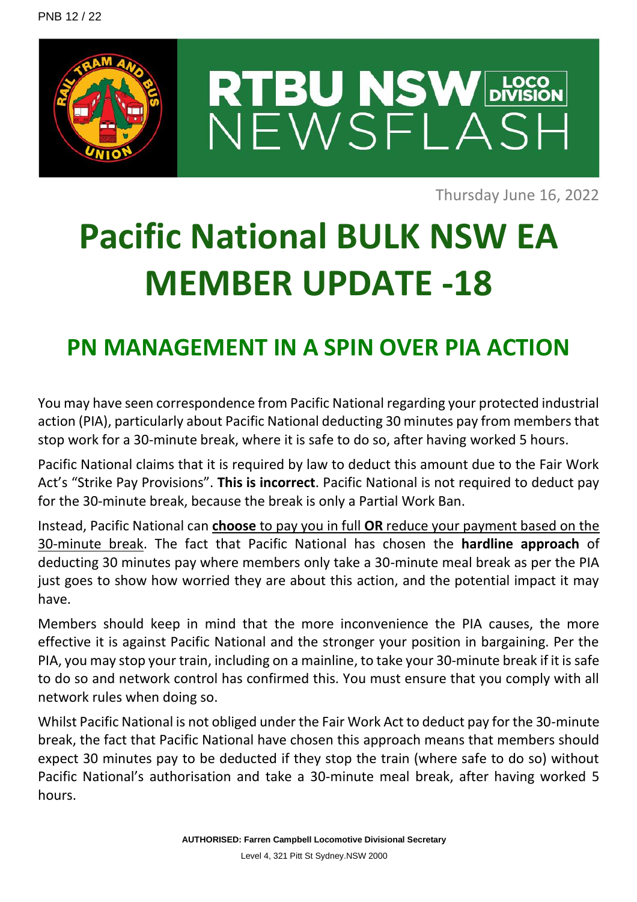PNB 12 / 22

RTBU NSW LOCO DIVISION NEWSFLASH

Thursday June 16, 2022

# Pacific National BULK NSW EA MEMBER UPDATE -18

## PN MANAGEMENT IN A SPIN OVER PIA ACTION

You may have seen correspondence from Pacific National regarding your protected industrial action (PIA), particularly about Pacific National deducting 30 minutes pay from members that stop work for a 30-minute break, where it is safe to do so, after having worked 5 hours.

Pacific National claims that it is required by law to deduct this amount due to the Fair Work Act's "Strike Pay Provisions". **This is incorrect**. Pacific National is not required to deduct pay for the 30-minute break, because the break is only a Partial Work Ban.

Instead, Pacific National can <u>**choose** to pay you in full **OR** reduce your payment based on the 30-minute break</u>. The fact that Pacific National has chosen the **hardline approach** of deducting 30 minutes pay where members only take a 30-minute meal break as per the PIA just goes to show how worried they are about this action, and the potential impact it may have.

Members should keep in mind that the more inconvenience the PIA causes, the more effective it is against Pacific National and the stronger your position in bargaining. Per the PIA, you may stop your train, including on a mainline, to take your 30-minute break if it is safe to do so and network control has confirmed this. You must ensure that you comply with all network rules when doing so.

Whilst Pacific National is not obliged under the Fair Work Act to deduct pay for the 30-minute break, the fact that Pacific National have chosen this approach means that members should expect 30 minutes pay to be deducted if they stop the train (where safe to do so) without Pacific National's authorisation and take a 30-minute meal break, after having worked 5 hours.

**AUTHORISED: Farren Campbell Locomotive Divisional Secretary**

Level 4, 321 Pitt St Sydney.NSW 2000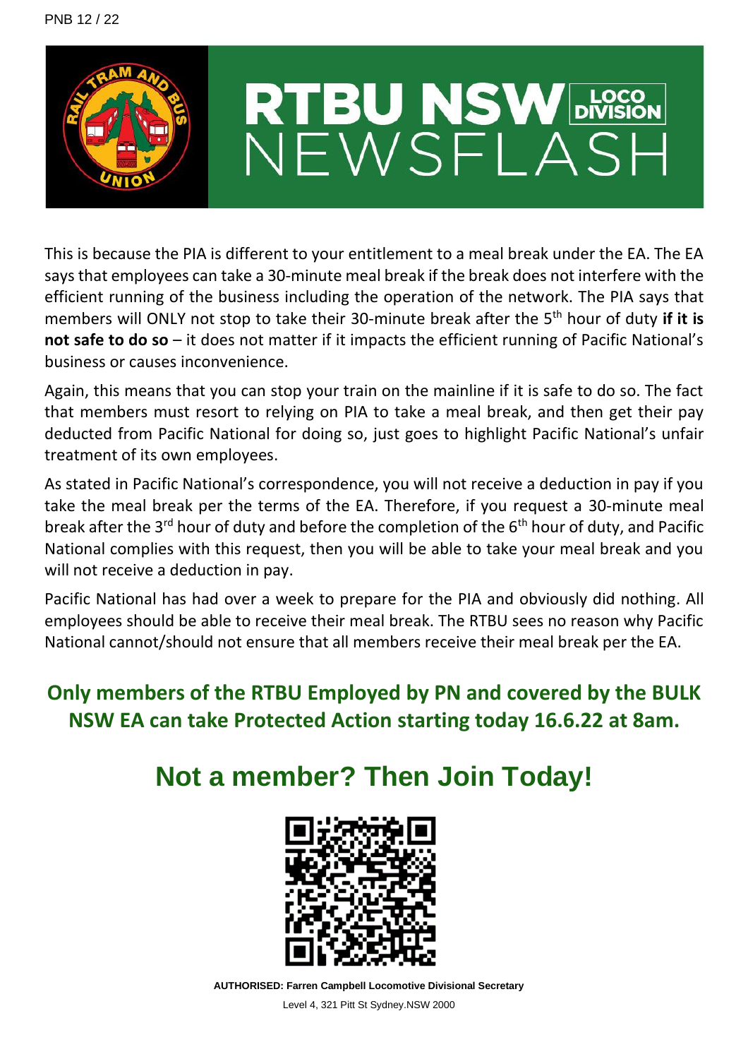# RTBU NSW LOCO DIVISION NEWSFLASH

This is because the PIA is different to your entitlement to a meal break under the EA. The EA says that employees can take a 30-minute meal break if the break does not interfere with the efficient running of the business including the operation of the network. The PIA says that members will ONLY not stop to take their 30-minute break after the 5th hour of duty **if it is not safe to do so** – it does not matter if it impacts the efficient running of Pacific National's business or causes inconvenience.

Again, this means that you can stop your train on the mainline if it is safe to do so. The fact that members must resort to relying on PIA to take a meal break, and then get their pay deducted from Pacific National for doing so, just goes to highlight Pacific National's unfair treatment of its own employees.

As stated in Pacific National's correspondence, you will not receive a deduction in pay if you take the meal break per the terms of the EA. Therefore, if you request a 30-minute meal break after the 3rd hour of duty and before the completion of the 6th hour of duty, and Pacific National complies with this request, then you will be able to take your meal break and you will not receive a deduction in pay.

Pacific National has had over a week to prepare for the PIA and obviously did nothing. All employees should be able to receive their meal break. The RTBU sees no reason why Pacific National cannot/should not ensure that all members receive their meal break per the EA.

**Only members of the RTBU Employed by PN and covered by the BULK NSW EA can take Protected Action starting today 16.6.22 at 8am.**

## Not a member? Then Join Today!

**AUTHORISED: Farren Campbell Locomotive Divisional Secretary**

Level 4, 321 Pitt St Sydney.NSW 2000